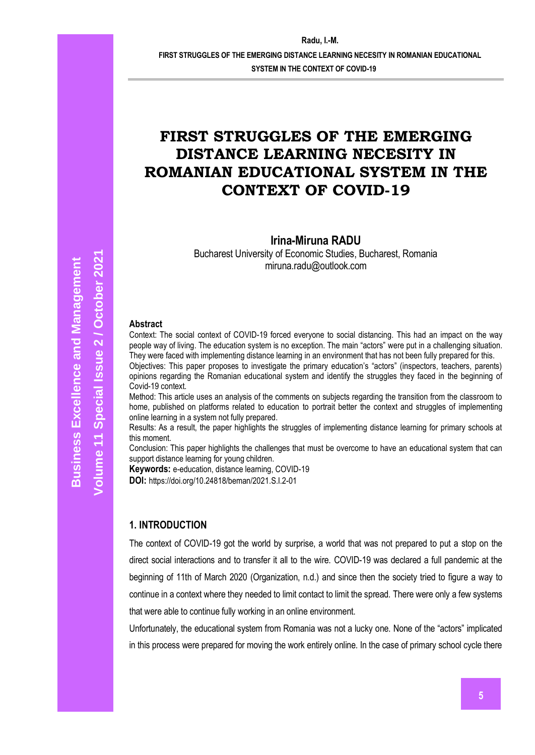# FIRST STRUGGLES OF THE EMERGING DISTANCE LEARNING NECESITY IN ROMANIAN EDUCATIONAL SYSTEM IN THE CONTEXT OF COVID-19

**Irina-Miruna RADU**

Bucharest University of Economic Studies, Bucharest, Romania
miruna.radu@outlook.com

### Abstract

Context: The social context of COVID-19 forced everyone to social distancing. This had an impact on the way people way of living. The education system is no exception. The main "actors" were put in a challenging situation. They were faced with implementing distance learning in an environment that has not been fully prepared for this.

Objectives: This paper proposes to investigate the primary education's "actors" (inspectors, teachers, parents) opinions regarding the Romanian educational system and identify the struggles they faced in the beginning of Covid-19 context.

Method: This article uses an analysis of the comments on subjects regarding the transition from the classroom to home, published on platforms related to education to portrait better the context and struggles of implementing online learning in a system not fully prepared.

Results: As a result, the paper highlights the struggles of implementing distance learning for primary schools at this moment.

Conclusion: This paper highlights the challenges that must be overcome to have an educational system that can support distance learning for young children.

**Keywords:** e-education, distance learning, COVID-19

**DOI:** https://doi.org/10.24818/beman/2021.S.I.2-01

## 1. INTRODUCTION

The context of COVID-19 got the world by surprise, a world that was not prepared to put a stop on the direct social interactions and to transfer it all to the wire. COVID-19 was declared a full pandemic at the beginning of 11th of March 2020 (Organization, n.d.) and since then the society tried to figure a way to continue in a context where they needed to limit contact to limit the spread. There were only a few systems that were able to continue fully working in an online environment.

Unfortunately, the educational system from Romania was not a lucky one. None of the "actors" implicated in this process were prepared for moving the work entirely online. In the case of primary school cycle there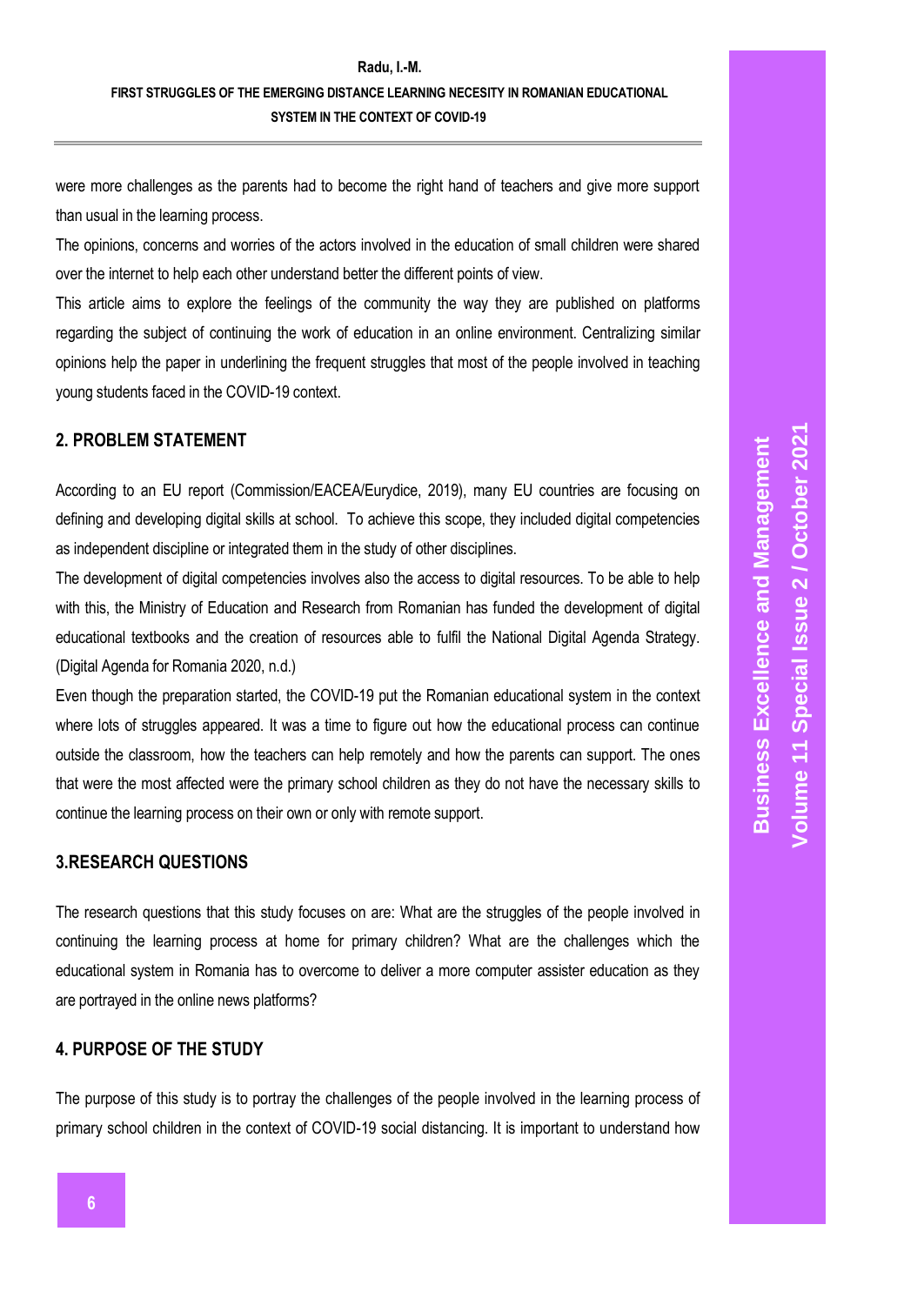were more challenges as the parents had to become the right hand of teachers and give more support than usual in the learning process.

The opinions, concerns and worries of the actors involved in the education of small children were shared over the internet to help each other understand better the different points of view.

This article aims to explore the feelings of the community the way they are published on platforms regarding the subject of continuing the work of education in an online environment. Centralizing similar opinions help the paper in underlining the frequent struggles that most of the people involved in teaching young students faced in the COVID-19 context.

## 2. PROBLEM STATEMENT

According to an EU report (Commission/EACEA/Eurydice, 2019), many EU countries are focusing on defining and developing digital skills at school. To achieve this scope, they included digital competencies as independent discipline or integrated them in the study of other disciplines.

The development of digital competencies involves also the access to digital resources. To be able to help with this, the Ministry of Education and Research from Romanian has funded the development of digital educational textbooks and the creation of resources able to fulfil the National Digital Agenda Strategy. (Digital Agenda for Romania 2020, n.d.)

Even though the preparation started, the COVID-19 put the Romanian educational system in the context where lots of struggles appeared. It was a time to figure out how the educational process can continue outside the classroom, how the teachers can help remotely and how the parents can support. The ones that were the most affected were the primary school children as they do not have the necessary skills to continue the learning process on their own or only with remote support.

## 3.RESEARCH QUESTIONS

The research questions that this study focuses on are: What are the struggles of the people involved in continuing the learning process at home for primary children? What are the challenges which the educational system in Romania has to overcome to deliver a more computer assister education as they are portrayed in the online news platforms?

## 4. PURPOSE OF THE STUDY

The purpose of this study is to portray the challenges of the people involved in the learning process of primary school children in the context of COVID-19 social distancing. It is important to understand how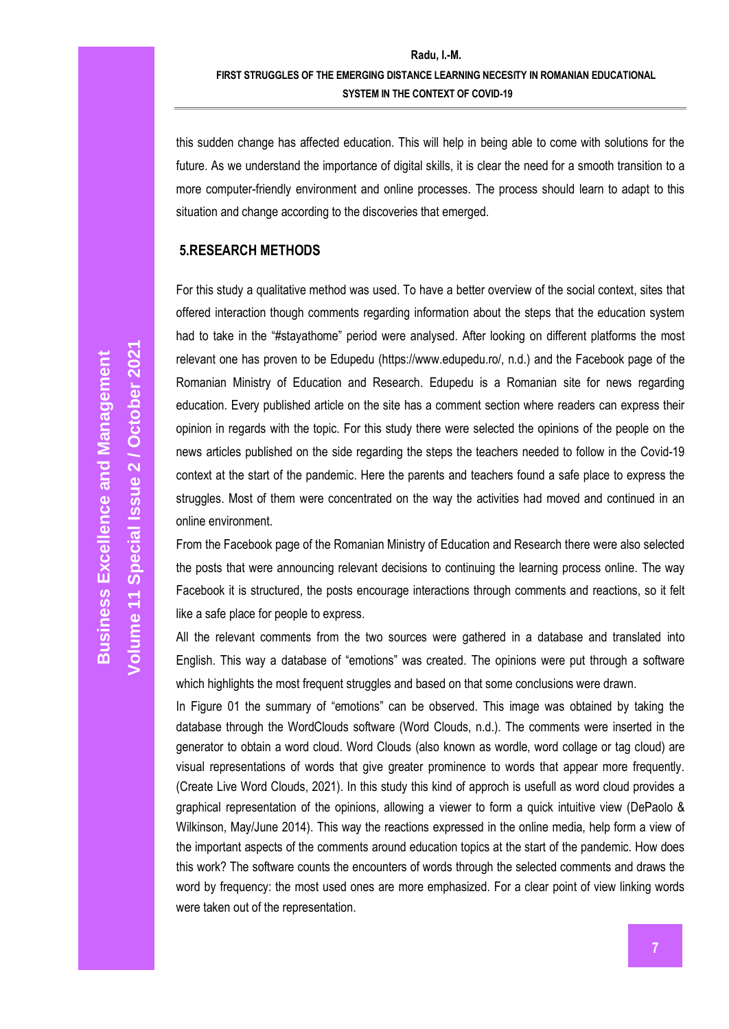this sudden change has affected education. This will help in being able to come with solutions for the future. As we understand the importance of digital skills, it is clear the need for a smooth transition to a more computer-friendly environment and online processes. The process should learn to adapt to this situation and change according to the discoveries that emerged.

## 5.RESEARCH METHODS

For this study a qualitative method was used. To have a better overview of the social context, sites that offered interaction though comments regarding information about the steps that the education system had to take in the "#stayathome" period were analysed. After looking on different platforms the most relevant one has proven to be Edupedu (https://www.edupedu.ro/, n.d.) and the Facebook page of the Romanian Ministry of Education and Research. Edupedu is a Romanian site for news regarding education. Every published article on the site has a comment section where readers can express their opinion in regards with the topic. For this study there were selected the opinions of the people on the news articles published on the side regarding the steps the teachers needed to follow in the Covid-19 context at the start of the pandemic. Here the parents and teachers found a safe place to express the struggles. Most of them were concentrated on the way the activities had moved and continued in an online environment.

From the Facebook page of the Romanian Ministry of Education and Research there were also selected the posts that were announcing relevant decisions to continuing the learning process online. The way Facebook it is structured, the posts encourage interactions through comments and reactions, so it felt like a safe place for people to express.

All the relevant comments from the two sources were gathered in a database and translated into English. This way a database of "emotions" was created. The opinions were put through a software which highlights the most frequent struggles and based on that some conclusions were drawn.

In Figure 01 the summary of "emotions" can be observed. This image was obtained by taking the database through the WordClouds software (Word Clouds, n.d.). The comments were inserted in the generator to obtain a word cloud. Word Clouds (also known as wordle, word collage or tag cloud) are visual representations of words that give greater prominence to words that appear more frequently. (Create Live Word Clouds, 2021). In this study this kind of approch is usefull as word cloud provides a graphical representation of the opinions, allowing a viewer to form a quick intuitive view (DePaolo & Wilkinson, May/June 2014). This way the reactions expressed in the online media, help form a view of the important aspects of the comments around education topics at the start of the pandemic. How does this work? The software counts the encounters of words through the selected comments and draws the word by frequency: the most used ones are more emphasized. For a clear point of view linking words were taken out of the representation.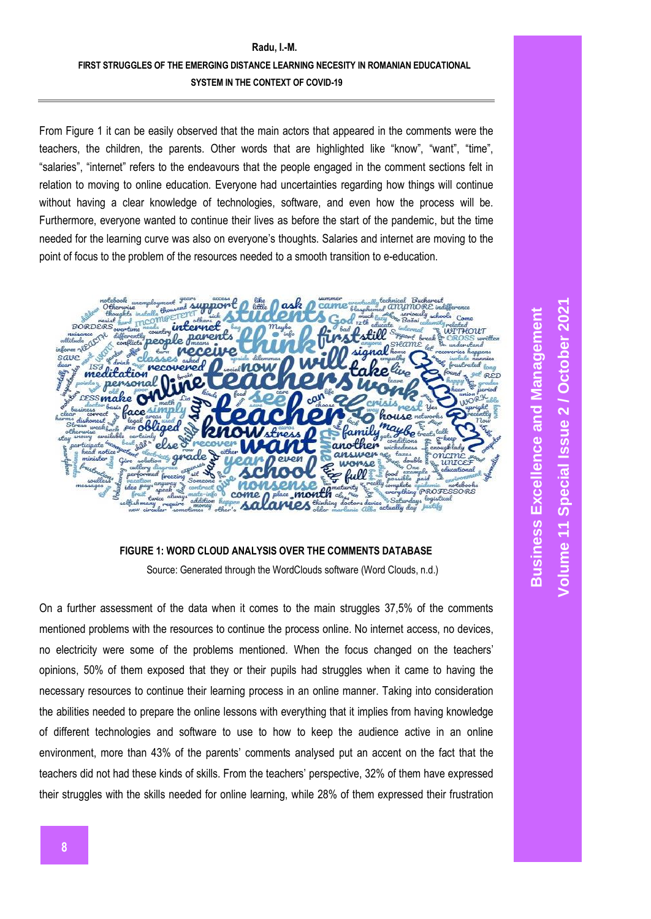From Figure 1 it can be easily observed that the main actors that appeared in the comments were the teachers, the children, the parents. Other words that are highlighted like "know", "want", "time", "salaries", "internet" refers to the endeavours that the people engaged in the comment sections felt in relation to moving to online education. Everyone had uncertainties regarding how things will continue without having a clear knowledge of technologies, software, and even how the process will be. Furthermore, everyone wanted to continue their lives as before the start of the pandemic, but the time needed for the learning curve was also on everyone's thoughts. Salaries and internet are moving to the point of focus to the problem of the resources needed to a smooth transition to e-education.

**FIGURE 1: WORD CLOUD ANALYSIS OVER THE COMMENTS DATABASE**

Source: Generated through the WordClouds software (Word Clouds, n.d.)

On a further assessment of the data when it comes to the main struggles 37,5% of the comments mentioned problems with the resources to continue the process online. No internet access, no devices, no electricity were some of the problems mentioned. When the focus changed on the teachers' opinions, 50% of them exposed that they or their pupils had struggles when it came to having the necessary resources to continue their learning process in an online manner. Taking into consideration the abilities needed to prepare the online lessons with everything that it implies from having knowledge of different technologies and software to use to how to keep the audience active in an online environment, more than 43% of the parents' comments analysed put an accent on the fact that the teachers did not had these kinds of skills. From the teachers' perspective, 32% of them have expressed their struggles with the skills needed for online learning, while 28% of them expressed their frustration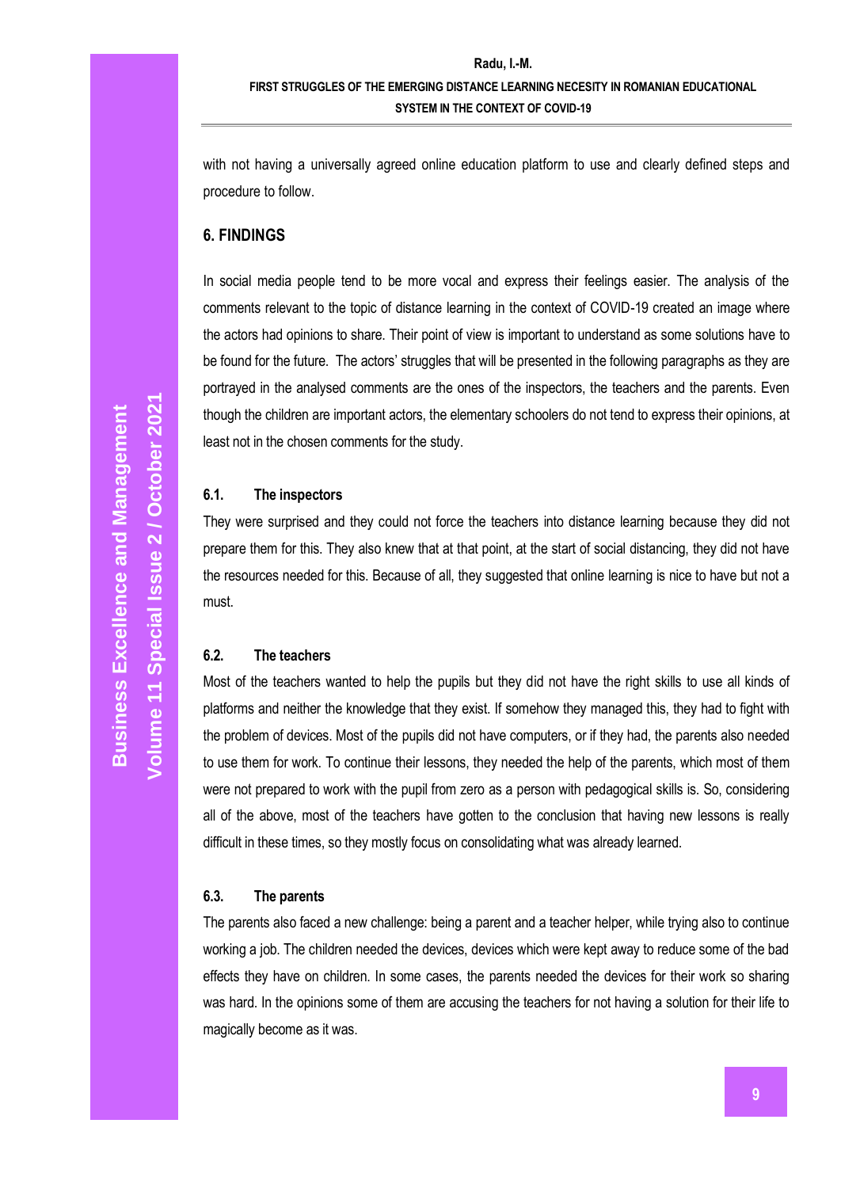with not having a universally agreed online education platform to use and clearly defined steps and procedure to follow.

## 6. FINDINGS

In social media people tend to be more vocal and express their feelings easier. The analysis of the comments relevant to the topic of distance learning in the context of COVID-19 created an image where the actors had opinions to share. Their point of view is important to understand as some solutions have to be found for the future. The actors' struggles that will be presented in the following paragraphs as they are portrayed in the analysed comments are the ones of the inspectors, the teachers and the parents. Even though the children are important actors, the elementary schoolers do not tend to express their opinions, at least not in the chosen comments for the study.

### 6.1. The inspectors

They were surprised and they could not force the teachers into distance learning because they did not prepare them for this. They also knew that at that point, at the start of social distancing, they did not have the resources needed for this. Because of all, they suggested that online learning is nice to have but not a must.

### 6.2. The teachers

Most of the teachers wanted to help the pupils but they did not have the right skills to use all kinds of platforms and neither the knowledge that they exist. If somehow they managed this, they had to fight with the problem of devices. Most of the pupils did not have computers, or if they had, the parents also needed to use them for work. To continue their lessons, they needed the help of the parents, which most of them were not prepared to work with the pupil from zero as a person with pedagogical skills is. So, considering all of the above, most of the teachers have gotten to the conclusion that having new lessons is really difficult in these times, so they mostly focus on consolidating what was already learned.

### 6.3. The parents

The parents also faced a new challenge: being a parent and a teacher helper, while trying also to continue working a job. The children needed the devices, devices which were kept away to reduce some of the bad effects they have on children. In some cases, the parents needed the devices for their work so sharing was hard. In the opinions some of them are accusing the teachers for not having a solution for their life to magically become as it was.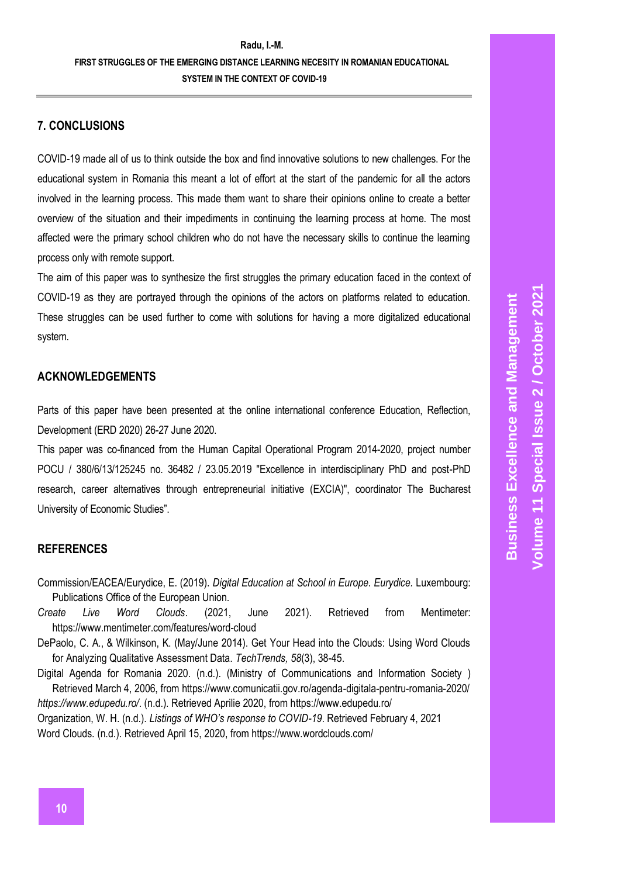## 7. CONCLUSIONS

COVID-19 made all of us to think outside the box and find innovative solutions to new challenges. For the educational system in Romania this meant a lot of effort at the start of the pandemic for all the actors involved in the learning process. This made them want to share their opinions online to create a better overview of the situation and their impediments in continuing the learning process at home. The most affected were the primary school children who do not have the necessary skills to continue the learning process only with remote support.

The aim of this paper was to synthesize the first struggles the primary education faced in the context of COVID-19 as they are portrayed through the opinions of the actors on platforms related to education. These struggles can be used further to come with solutions for having a more digitalized educational system.

## ACKNOWLEDGEMENTS

Parts of this paper have been presented at the online international conference Education, Reflection, Development (ERD 2020) 26-27 June 2020.

This paper was co-financed from the Human Capital Operational Program 2014-2020, project number POCU / 380/6/13/125245 no. 36482 / 23.05.2019 "Excellence in interdisciplinary PhD and post-PhD research, career alternatives through entrepreneurial initiative (EXCIA)", coordinator The Bucharest University of Economic Studies".

## REFERENCES

Commission/EACEA/Eurydice, E. (2019). *Digital Education at School in Europe. Eurydice.* Luxembourg: Publications Office of the European Union.

*Create Live Word Clouds*. (2021, June 2021). Retrieved from Mentimeter: https://www.mentimeter.com/features/word-cloud

DePaolo, C. A., & Wilkinson, K. (May/June 2014). Get Your Head into the Clouds: Using Word Clouds for Analyzing Qualitative Assessment Data. *TechTrends, 58*(3), 38-45.

Digital Agenda for Romania 2020. (n.d.). (Ministry of Communications and Information Society ) Retrieved March 4, 2006, from https://www.comunicatii.gov.ro/agenda-digitala-pentru-romania-2020/

*https://www.edupedu.ro/*. (n.d.). Retrieved Aprilie 2020, from https://www.edupedu.ro/

Organization, W. H. (n.d.). *Listings of WHO's response to COVID-19*. Retrieved February 4, 2021

Word Clouds. (n.d.). Retrieved April 15, 2020, from https://www.wordclouds.com/